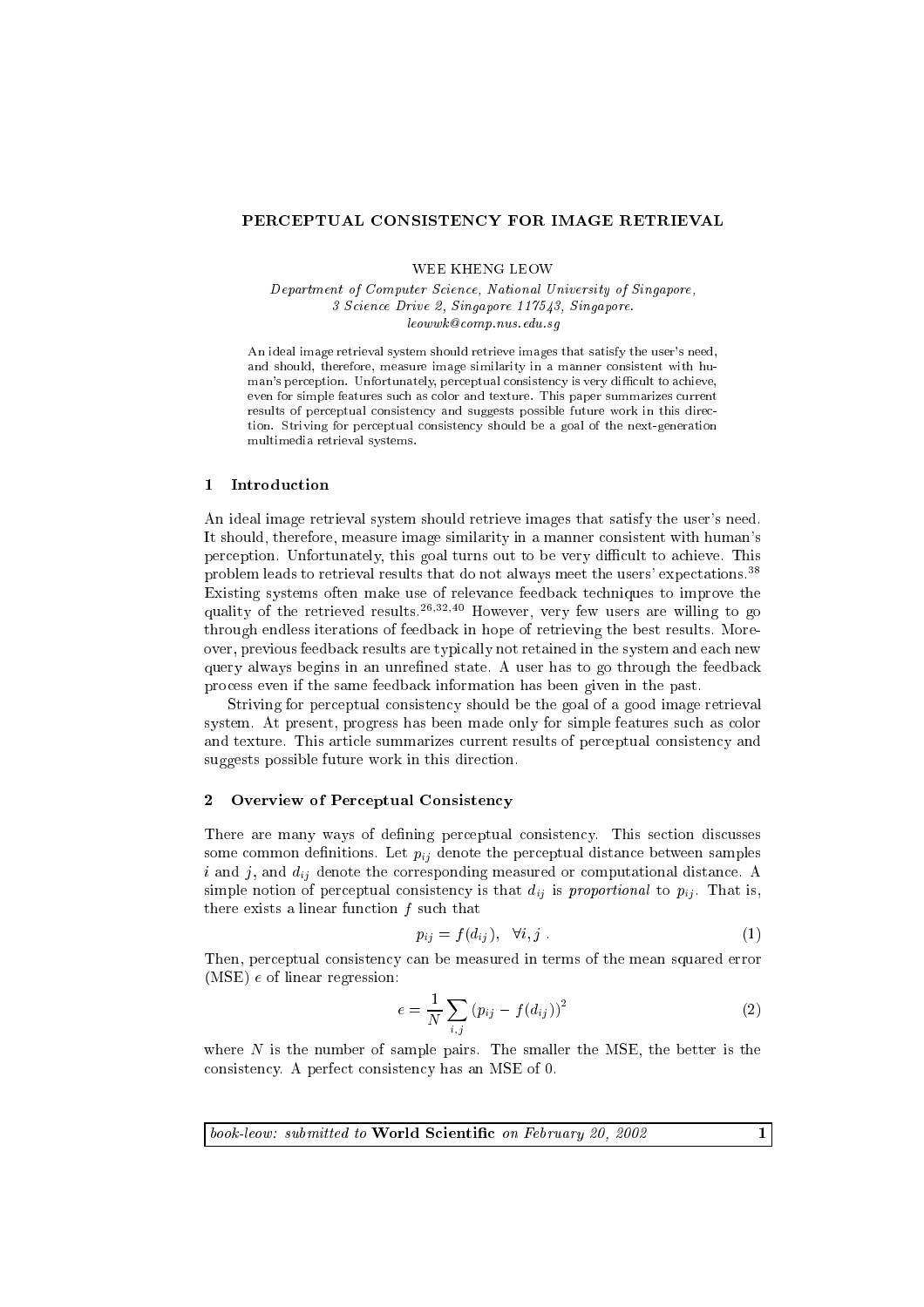# PERCEPTUAL CONSISTENCY FOR IMAGE RETRIEVAL

WEE KHENG LEOW

*Department of Computer Science, National University of Singapore,*
*3 Science Drive 2, Singapore 117543, Singapore.*
*leowwk@comp.nus.edu.sg*

An ideal image retrieval system should retrieve images that satisfy the user's need, and should, therefore, measure image similarity in a manner consistent with human's perception. Unfortunately, perceptual consistency is very difficult to achieve, even for simple features such as color and texture. This paper summarizes current results of perceptual consistency and suggests possible future work in this direction. Striving for perceptual consistency should be a goal of the next-generation multimedia retrieval systems.

## 1 Introduction

An ideal image retrieval system should retrieve images that satisfy the user's need. It should, therefore, measure image similarity in a manner consistent with human's perception. Unfortunately, this goal turns out to be very difficult to achieve. This problem leads to retrieval results that do not always meet the users' expectations.[38] Existing systems often make use of relevance feedback techniques to improve the quality of the retrieved results.[26,32,40] However, very few users are willing to go through endless iterations of feedback in hope of retrieving the best results. Moreover, previous feedback results are typically not retained in the system and each new query always begins in an unrefined state. A user has to go through the feedback process even if the same feedback information has been given in the past.

Striving for perceptual consistency should be the goal of a good image retrieval system. At present, progress has been made only for simple features such as color and texture. This article summarizes current results of perceptual consistency and suggests possible future work in this direction.

## 2 Overview of Perceptual Consistency

There are many ways of defining perceptual consistency. This section discusses some common definitions. Let $p_{ij}$ denote the perceptual distance between samples $i$ and $j$, and $d_{ij}$ denote the corresponding measured or computational distance. A simple notion of perceptual consistency is that $d_{ij}$ is *proportional* to $p_{ij}$. That is, there exists a linear function $f$ such that

$$p_{ij} = f(d_{ij}), \quad \forall i, j \; . \tag{1}$$

Then, perceptual consistency can be measured in terms of the mean squared error (MSE) $e$ of linear regression:

$$e = \frac{1}{N} \sum_{i,j} \left( p_{ij} - f(d_{ij}) \right)^2 \tag{2}$$

where $N$ is the number of sample pairs. The smaller the MSE, the better is the consistency. A perfect consistency has an MSE of 0.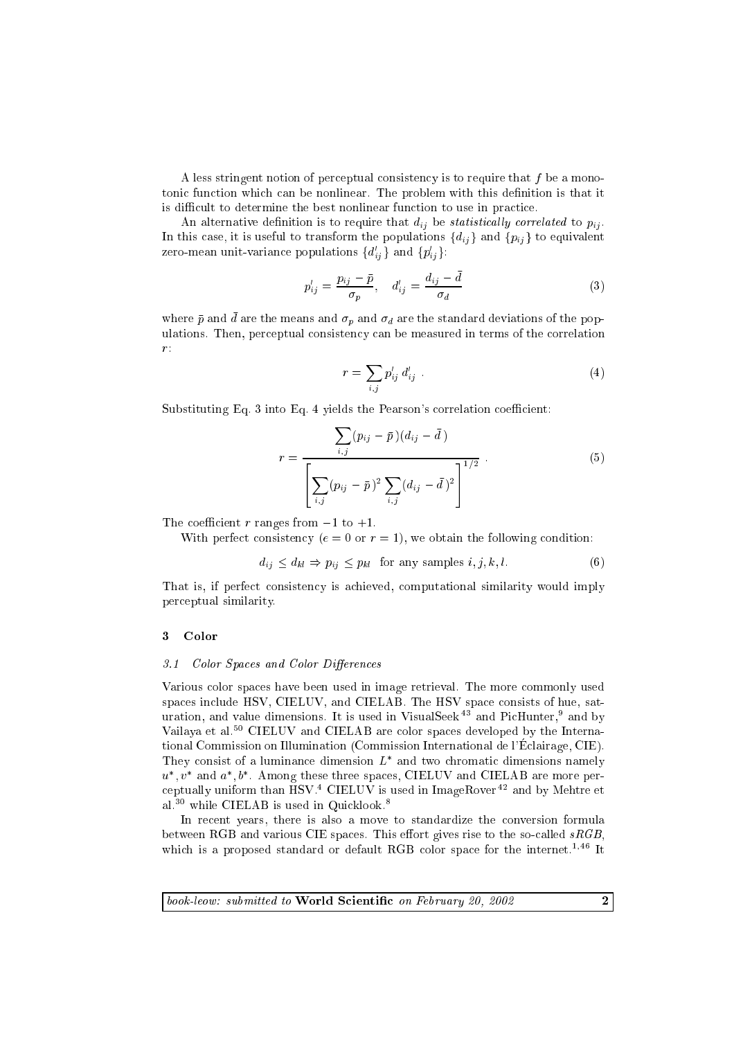A less stringent notion of perceptual consistency is to require that $f$ be a monotonic function which can be nonlinear. The problem with this definition is that it is difficult to determine the best nonlinear function to use in practice.

An alternative definition is to require that $d_{ij}$ be *statistically correlated* to $p_{ij}$. In this case, it is useful to transform the populations $\{d_{ij}\}$ and $\{p_{ij}\}$ to equivalent zero-mean unit-variance populations $\{d'_{ij}\}$ and $\{p'_{ij}\}$:

$$p'_{ij} = \frac{p_{ij} - \bar{p}}{\sigma_p}, \quad d'_{ij} = \frac{d_{ij} - \bar{d}}{\sigma_d} \tag{3}$$

where $\bar{p}$ and $\bar{d}$ are the means and $\sigma_p$ and $\sigma_d$ are the standard deviations of the populations. Then, perceptual consistency can be measured in terms of the correlation $r$:

$$r = \sum_{i,j} p'_{ij} \, d'_{ij} \ . \tag{4}$$

Substituting Eq. 3 into Eq. 4 yields the Pearson's correlation coefficient:

$$r = \frac{\displaystyle\sum_{i,j} (p_{ij} - \bar{p})(d_{ij} - \bar{d})}{\left[ \displaystyle\sum_{i,j} (p_{ij} - \bar{p})^2 \sum_{i,j} (d_{ij} - \bar{d})^2 \right]^{1/2}} \ . \tag{5}$$

The coefficient $r$ ranges from $-1$ to $+1$.

With perfect consistency ($\epsilon = 0$ or $r = 1$), we obtain the following condition:

$$d_{ij} \leq d_{kl} \Rightarrow p_{ij} \leq p_{kl} \quad \text{for any samples } i, j, k, l. \tag{6}$$

That is, if perfect consistency is achieved, computational similarity would imply perceptual similarity.

## 3 Color

### 3.1 Color Spaces and Color Differences

Various color spaces have been used in image retrieval. The more commonly used spaces include HSV, CIELUV, and CIELAB. The HSV space consists of hue, saturation, and value dimensions. It is used in VisualSeek[43] and PicHunter,[9] and by Vailaya et al.[50] CIELUV and CIELAB are color spaces developed by the International Commission on Illumination (Commission International de l'Éclairage, CIE). They consist of a luminance dimension $L^*$ and two chromatic dimensions namely $u^*, v^*$ and $a^*, b^*$. Among these three spaces, CIELUV and CIELAB are more perceptually uniform than HSV.[4] CIELUV is used in ImageRover[42] and by Mehtre et al.[30] while CIELAB is used in Quicklook.[8]

In recent years, there is also a move to standardize the conversion formula between RGB and various CIE spaces. This effort gives rise to the so-called *sRGB*, which is a proposed standard or default RGB color space for the internet.[1,46] It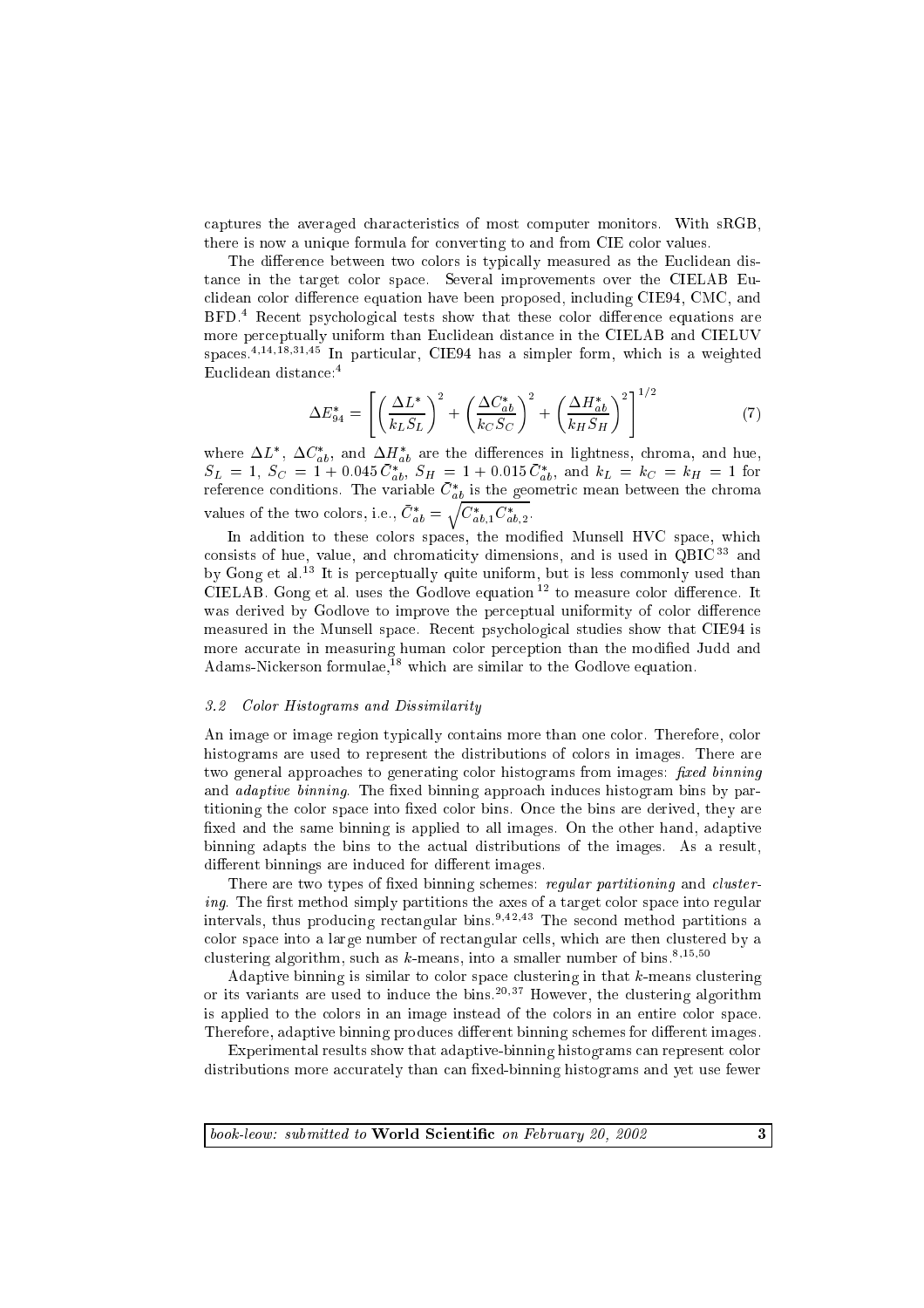captures the averaged characteristics of most computer monitors. With sRGB, there is now a unique formula for converting to and from CIE color values.

The difference between two colors is typically measured as the Euclidean distance in the target color space. Several improvements over the CIELAB Euclidean color difference equation have been proposed, including CIE94, CMC, and BFD.[4] Recent psychological tests show that these color difference equations are more perceptually uniform than Euclidean distance in the CIELAB and CIELUV spaces.[4,14,18,31,45] In particular, CIE94 has a simpler form, which is a weighted Euclidean distance:[4]

$$\Delta E^*_{94} = \left[ \left( \frac{\Delta L^*}{k_L S_L} \right)^2 + \left( \frac{\Delta C^*_{ab}}{k_C S_C} \right)^2 + \left( \frac{\Delta H^*_{ab}}{k_H S_H} \right)^2 \right]^{1/2} \tag{7}$$

where $\Delta L^*$, $\Delta C^*_{ab}$, and $\Delta H^*_{ab}$ are the differences in lightness, chroma, and hue, $S_L = 1$, $S_C = 1 + 0.045\,\bar{C}^*_{ab}$, $S_H = 1 + 0.015\,\bar{C}^*_{ab}$, and $k_L = k_C = k_H = 1$ for reference conditions. The variable $\bar{C}^*_{ab}$ is the geometric mean between the chroma values of the two colors, i.e., $\bar{C}^*_{ab} = \sqrt{C^*_{ab,1} C^*_{ab,2}}$.

In addition to these colors spaces, the modified Munsell HVC space, which consists of hue, value, and chromaticity dimensions, and is used in QBIC[33] and by Gong et al.[13] It is perceptually quite uniform, but is less commonly used than CIELAB. Gong et al. uses the Godlove equation[12] to measure color difference. It was derived by Godlove to improve the perceptual uniformity of color difference measured in the Munsell space. Recent psychological studies show that CIE94 is more accurate in measuring human color perception than the modified Judd and Adams-Nickerson formulae,[18] which are similar to the Godlove equation.

### 3.2 *Color Histograms and Dissimilarity*

An image or image region typically contains more than one color. Therefore, color histograms are used to represent the distributions of colors in images. There are two general approaches to generating color histograms from images: *fixed binning* and *adaptive binning*. The fixed binning approach induces histogram bins by partitioning the color space into fixed color bins. Once the bins are derived, they are fixed and the same binning is applied to all images. On the other hand, adaptive binning adapts the bins to the actual distributions of the images. As a result, different binnings are induced for different images.

There are two types of fixed binning schemes: *regular partitioning* and *clustering*. The first method simply partitions the axes of a target color space into regular intervals, thus producing rectangular bins.[9,42,43] The second method partitions a color space into a large number of rectangular cells, which are then clustered by a clustering algorithm, such as $k$-means, into a smaller number of bins.[8,15,50]

Adaptive binning is similar to color space clustering in that $k$-means clustering or its variants are used to induce the bins.[20,37] However, the clustering algorithm is applied to the colors in an image instead of the colors in an entire color space. Therefore, adaptive binning produces different binning schemes for different images.

Experimental results show that adaptive-binning histograms can represent color distributions more accurately than can fixed-binning histograms and yet use fewer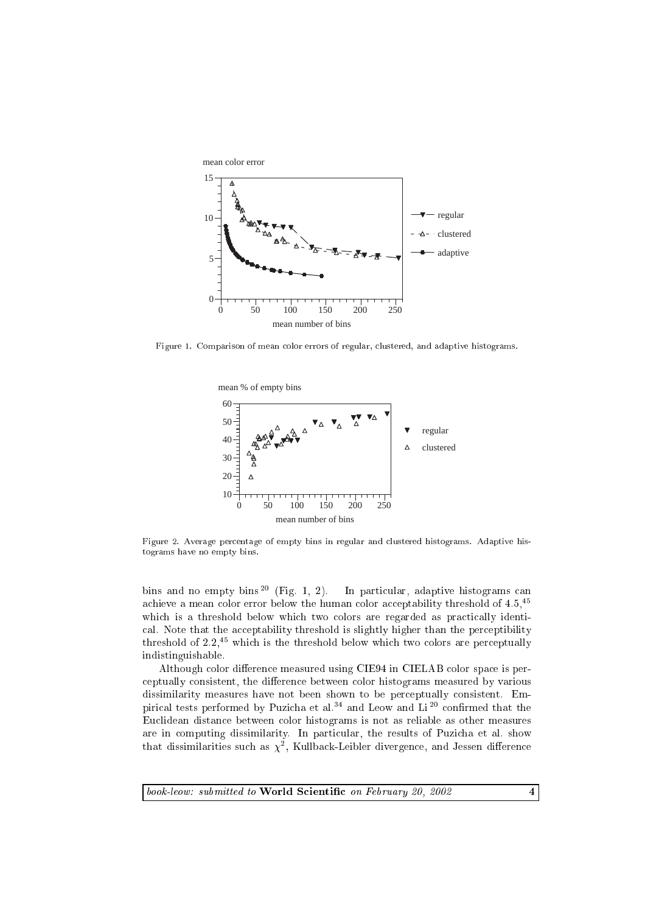Figure 1. Comparison of mean color errors of regular, clustered, and adaptive histograms.

Figure 2. Average percentage of empty bins in regular and clustered histograms. Adaptive histograms have no empty bins.

bins and no empty bins [20] (Fig. 1, 2). In particular, adaptive histograms can achieve a mean color error below the human color acceptability threshold of 4.5,[45] which is a threshold below which two colors are regarded as practically identical. Note that the acceptability threshold is slightly higher than the perceptibility threshold of 2.2,[45] which is the threshold below which two colors are perceptually indistinguishable.

Although color difference measured using CIE94 in CIELAB color space is perceptually consistent, the difference between color histograms measured by various dissimilarity measures have not been shown to be perceptually consistent. Empirical tests performed by Puzicha et al.[34] and Leow and Li [20] confirmed that the Euclidean distance between color histograms is not as reliable as other measures are in computing dissimilarity. In particular, the results of Puzicha et al. show that dissimilarities such as $\chi^2$, Kullback-Leibler divergence, and Jessen difference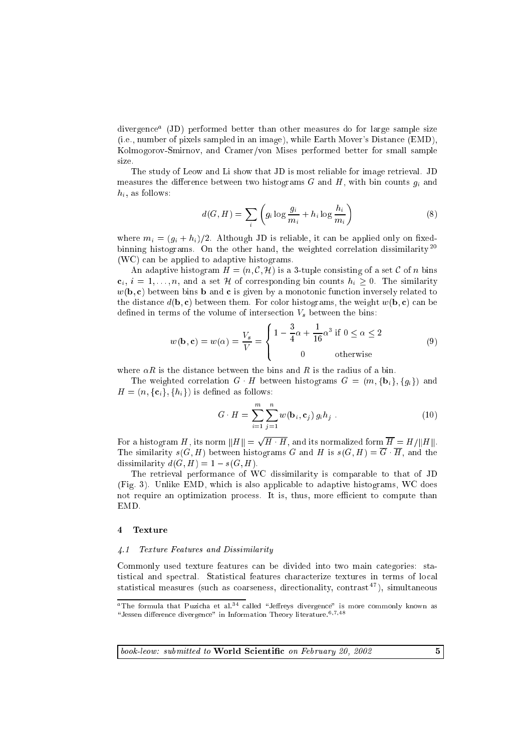divergence[a] (JD) performed better than other measures do for large sample size (i.e., number of pixels sampled in an image), while Earth Mover's Distance (EMD), Kolmogorov-Smirnov, and Cramer/von Mises performed better for small sample size.

The study of Leow and Li show that JD is most reliable for image retrieval. JD measures the difference between two histograms $G$ and $H$, with bin counts $g_i$ and $h_i$, as follows:

$$d(G, H) = \sum_i \left( g_i \log \frac{g_i}{m_i} + h_i \log \frac{h_i}{m_i} \right) \tag{8}$$

where $m_i = (g_i + h_i)/2$. Although JD is reliable, it can be applied only on fixed-binning histograms. On the other hand, the weighted correlation dissimilarity[20] (WC) can be applied to adaptive histograms.

An adaptive histogram $H = (n, \mathcal{C}, \mathcal{H})$ is a 3-tuple consisting of a set $\mathcal{C}$ of $n$ bins $\mathbf{c}_i$, $i = 1, \ldots, n$, and a set $\mathcal{H}$ of corresponding bin counts $h_i \geq 0$. The similarity $w(\mathbf{b}, \mathbf{c})$ between bins $\mathbf{b}$ and $\mathbf{c}$ is given by a monotonic function inversely related to the distance $d(\mathbf{b}, \mathbf{c})$ between them. For color histograms, the weight $w(\mathbf{b}, \mathbf{c})$ can be defined in terms of the volume of intersection $V_s$ between the bins:

$$w(\mathbf{b}, \mathbf{c}) = w(\alpha) = \frac{V_s}{V} = \begin{cases} 1 - \frac{3}{4}\alpha + \frac{1}{16}\alpha^3 & \text{if } 0 \leq \alpha \leq 2 \\ 0 & \text{otherwise} \end{cases} \tag{9}$$

where $\alpha R$ is the distance between the bins and $R$ is the radius of a bin.

The weighted correlation $G \cdot H$ between histograms $G = (m, \{\mathbf{b}_i\}, \{g_i\})$ and $H = (n, \{\mathbf{c}_i\}, \{h_i\})$ is defined as follows:

$$G \cdot H = \sum_{i=1}^{m} \sum_{j=1}^{n} w(\mathbf{b}_i, \mathbf{c}_j)\, g_i h_j \ . \tag{10}$$

For a histogram $H$, its norm $\|H\| = \sqrt{H \cdot H}$, and its normalized form $\overline{H} = H / \|H\|$. The similarity $s(G, H)$ between histograms $G$ and $H$ is $s(G, H) = \overline{G} \cdot \overline{H}$, and the dissimilarity $d(G, H) = 1 - s(G, H)$.

The retrieval performance of WC dissimilarity is comparable to that of JD (Fig. 3). Unlike EMD, which is also applicable to adaptive histograms, WC does not require an optimization process. It is, thus, more efficient to compute than EMD.

## 4 Texture

### 4.1 Texture Features and Dissimilarity

Commonly used texture features can be divided into two main categories: statistical and spectral. Statistical features characterize textures in terms of local statistical measures (such as coarseness, directionality, contrast[47]), simultaneous

[a] The formula that Puzicha et al.[34] called "Jeffreys divergence" is more commonly known as "Jessen difference divergence" in Information Theory literature.[6,7,48]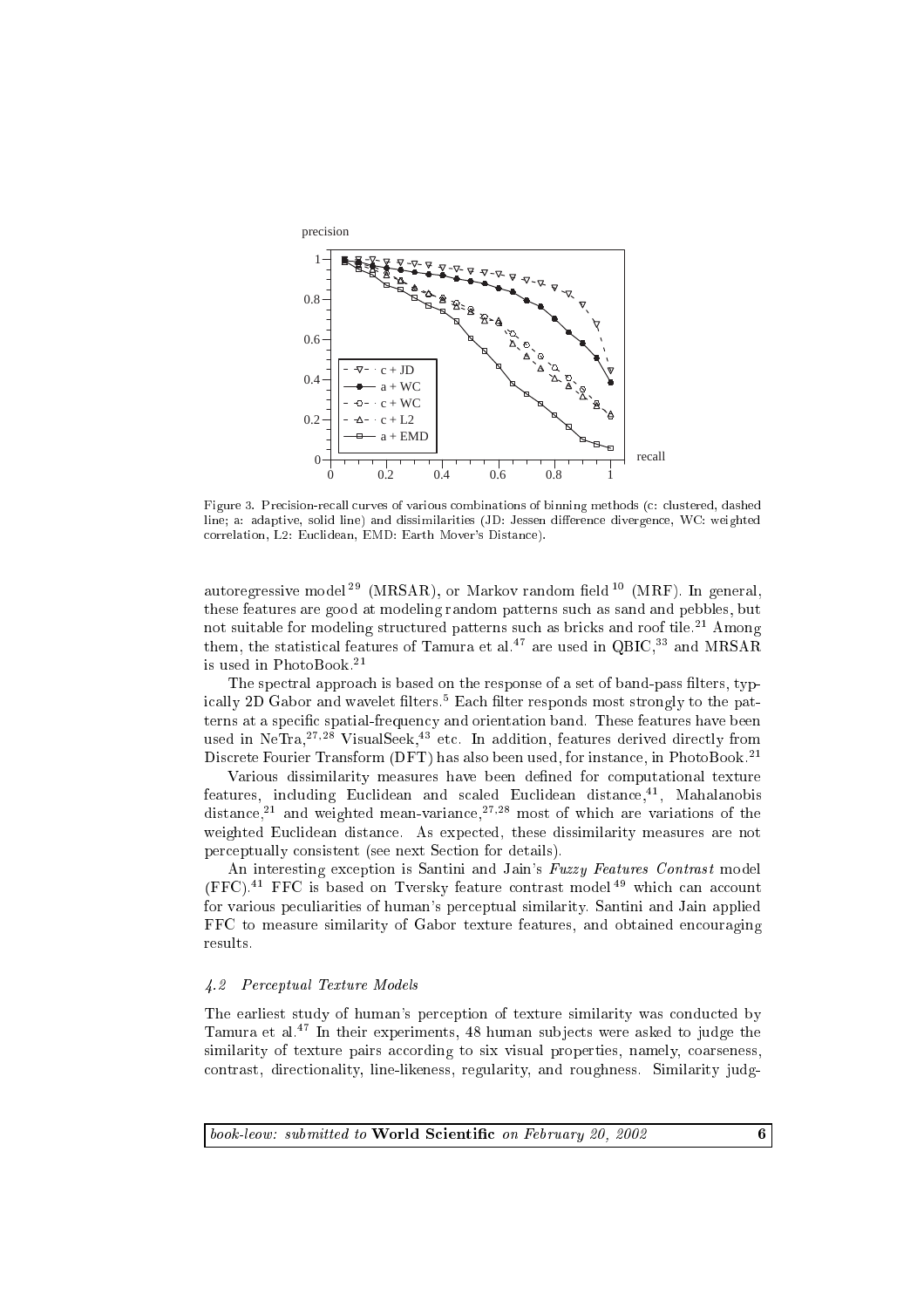Figure 3. Precision-recall curves of various combinations of binning methods (c: clustered, dashed line; a: adaptive, solid line) and dissimilarities (JD: Jessen difference divergence, WC: weighted correlation, L2: Euclidean, EMD: Earth Mover's Distance).

autoregressive model [29] (MRSAR), or Markov random field [10] (MRF). In general, these features are good at modeling random patterns such as sand and pebbles, but not suitable for modeling structured patterns such as bricks and roof tile.[21] Among them, the statistical features of Tamura et al.[47] are used in QBIC,[33] and MRSAR is used in PhotoBook.[21]

The spectral approach is based on the response of a set of band-pass filters, typically 2D Gabor and wavelet filters.[5] Each filter responds most strongly to the patterns at a specific spatial-frequency and orientation band. These features have been used in NeTra,[27,28] VisualSeek,[43] etc. In addition, features derived directly from Discrete Fourier Transform (DFT) has also been used, for instance, in PhotoBook.[21]

Various dissimilarity measures have been defined for computational texture features, including Euclidean and scaled Euclidean distance,[41], Mahalanobis distance,[21] and weighted mean-variance,[27,28] most of which are variations of the weighted Euclidean distance. As expected, these dissimilarity measures are not perceptually consistent (see next Section for details).

An interesting exception is Santini and Jain's *Fuzzy Features Contrast* model (FFC).[41] FFC is based on Tversky feature contrast model [49] which can account for various peculiarities of human's perceptual similarity. Santini and Jain applied FFC to measure similarity of Gabor texture features, and obtained encouraging results.

### *4.2 Perceptual Texture Models*

The earliest study of human's perception of texture similarity was conducted by Tamura et al.[47] In their experiments, 48 human subjects were asked to judge the similarity of texture pairs according to six visual properties, namely, coarseness, contrast, directionality, line-likeness, regularity, and roughness. Similarity judg-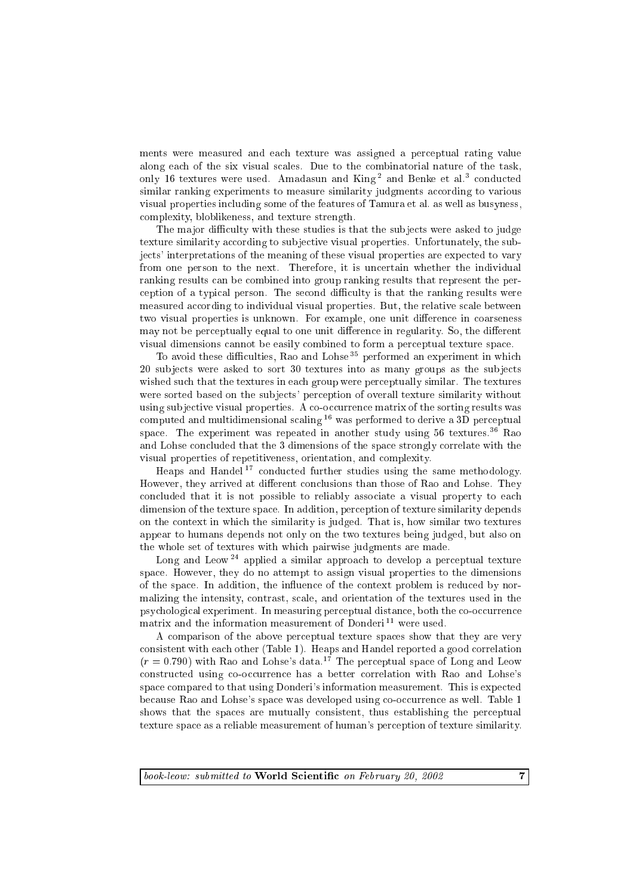ments were measured and each texture was assigned a perceptual rating value along each of the six visual scales. Due to the combinatorial nature of the task, only 16 textures were used. Amadasun and King[2] and Benke et al.[3] conducted similar ranking experiments to measure similarity judgments according to various visual properties including some of the features of Tamura et al. as well as busyness, complexity, bloblikeness, and texture strength.

The major difficulty with these studies is that the subjects were asked to judge texture similarity according to subjective visual properties. Unfortunately, the subjects' interpretations of the meaning of these visual properties are expected to vary from one person to the next. Therefore, it is uncertain whether the individual ranking results can be combined into group ranking results that represent the perception of a typical person. The second difficulty is that the ranking results were measured according to individual visual properties. But, the relative scale between two visual properties is unknown. For example, one unit difference in coarseness may not be perceptually equal to one unit difference in regularity. So, the different visual dimensions cannot be easily combined to form a perceptual texture space.

To avoid these difficulties, Rao and Lohse[35] performed an experiment in which 20 subjects were asked to sort 30 textures into as many groups as the subjects wished such that the textures in each group were perceptually similar. The textures were sorted based on the subjects' perception of overall texture similarity without using subjective visual properties. A co-occurrence matrix of the sorting results was computed and multidimensional scaling[16] was performed to derive a 3D perceptual space. The experiment was repeated in another study using 56 textures.[36] Rao and Lohse concluded that the 3 dimensions of the space strongly correlate with the visual properties of repetitiveness, orientation, and complexity.

Heaps and Handel[17] conducted further studies using the same methodology. However, they arrived at different conclusions than those of Rao and Lohse. They concluded that it is not possible to reliably associate a visual property to each dimension of the texture space. In addition, perception of texture similarity depends on the context in which the similarity is judged. That is, how similar two textures appear to humans depends not only on the two textures being judged, but also on the whole set of textures with which pairwise judgments are made.

Long and Leow[24] applied a similar approach to develop a perceptual texture space. However, they do no attempt to assign visual properties to the dimensions of the space. In addition, the influence of the context problem is reduced by normalizing the intensity, contrast, scale, and orientation of the textures used in the psychological experiment. In measuring perceptual distance, both the co-occurrence matrix and the information measurement of Donderi[11] were used.

A comparison of the above perceptual texture spaces show that they are very consistent with each other (Table 1). Heaps and Handel reported a good correlation ($r = 0.790$) with Rao and Lohse's data.[17] The perceptual space of Long and Leow constructed using co-occurrence has a better correlation with Rao and Lohse's space compared to that using Donderi's information measurement. This is expected because Rao and Lohse's space was developed using co-occurrence as well. Table 1 shows that the spaces are mutually consistent, thus establishing the perceptual texture space as a reliable measurement of human's perception of texture similarity.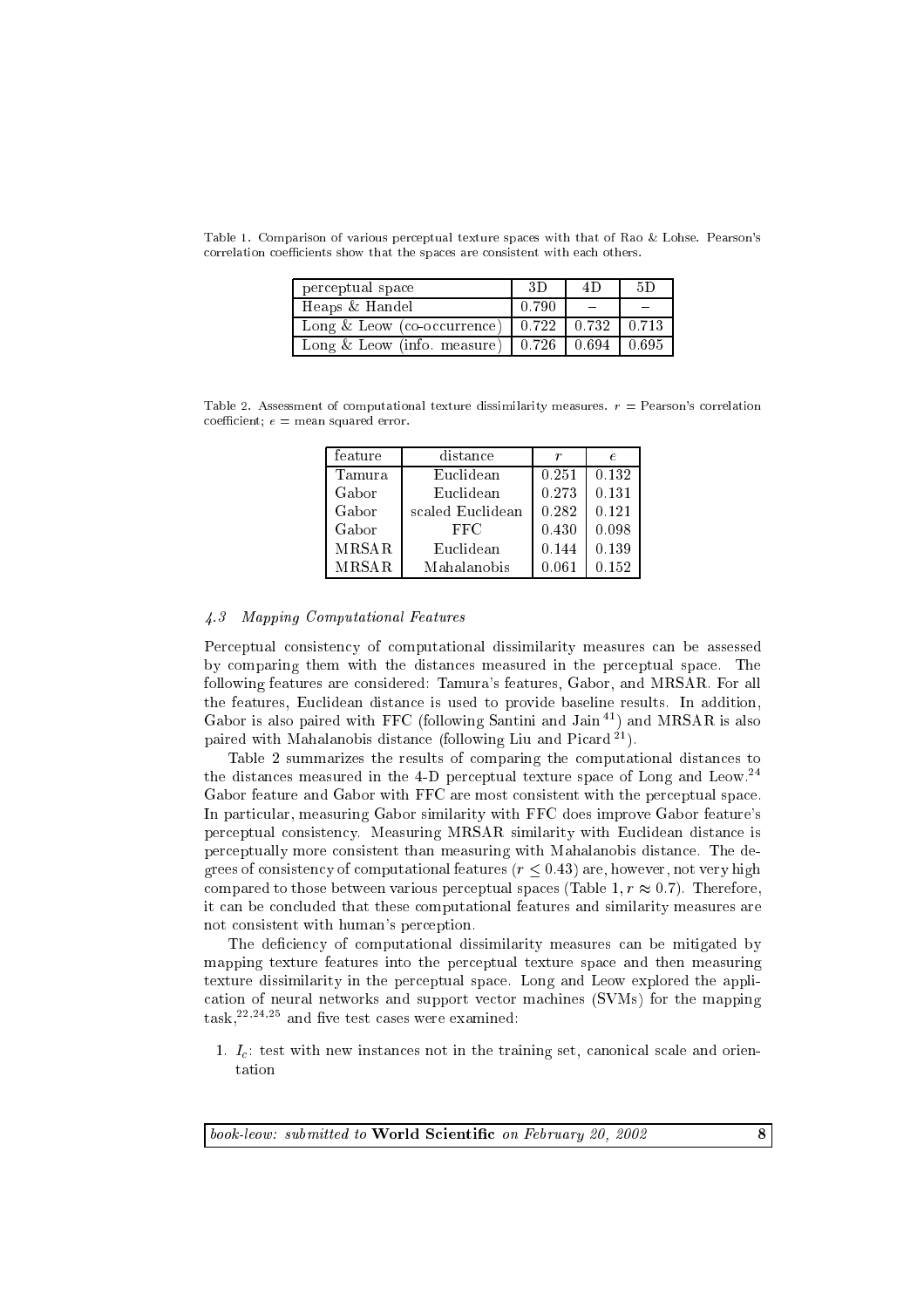Table 1. Comparison of various perceptual texture spaces with that of Rao & Lohse. Pearson's correlation coefficients show that the spaces are consistent with each others.

| perceptual space | 3D | 4D | 5D |
|---|---|---|---|
| Heaps & Handel | 0.790 | – | – |
| Long & Leow (co-occurrence) | 0.722 | 0.732 | 0.713 |
| Long & Leow (info. measure) | 0.726 | 0.694 | 0.695 |

Table 2. Assessment of computational texture dissimilarity measures. $r$ = Pearson's correlation coefficient; $e$ = mean squared error.

| feature | distance | $r$ | $e$ |
|---|---|---|---|
| Tamura | Euclidean | 0.251 | 0.132 |
| Gabor | Euclidean | 0.273 | 0.131 |
| Gabor | scaled Euclidean | 0.282 | 0.121 |
| Gabor | FFC | 0.430 | 0.098 |
| MRSAR | Euclidean | 0.144 | 0.139 |
| MRSAR | Mahalanobis | 0.061 | 0.152 |

### 4.3 *Mapping Computational Features*

Perceptual consistency of computational dissimilarity measures can be assessed by comparing them with the distances measured in the perceptual space. The following features are considered: Tamura's features, Gabor, and MRSAR. For all the features, Euclidean distance is used to provide baseline results. In addition, Gabor is also paired with FFC (following Santini and Jain [41]) and MRSAR is also paired with Mahalanobis distance (following Liu and Picard [21]).

Table 2 summarizes the results of comparing the computational distances to the distances measured in the 4-D perceptual texture space of Long and Leow.[24] Gabor feature and Gabor with FFC are most consistent with the perceptual space. In particular, measuring Gabor similarity with FFC does improve Gabor feature's perceptual consistency. Measuring MRSAR similarity with Euclidean distance is perceptually more consistent than measuring with Mahalanobis distance. The degrees of consistency of computational features ($r \leq 0.43$) are, however, not very high compared to those between various perceptual spaces (Table 1, $r \approx 0.7$). Therefore, it can be concluded that these computational features and similarity measures are not consistent with human's perception.

The deficiency of computational dissimilarity measures can be mitigated by mapping texture features into the perceptual texture space and then measuring texture dissimilarity in the perceptual space. Long and Leow explored the application of neural networks and support vector machines (SVMs) for the mapping task,[22,24,25] and five test cases were examined:

1. $I_c$: test with new instances not in the training set, canonical scale and orientation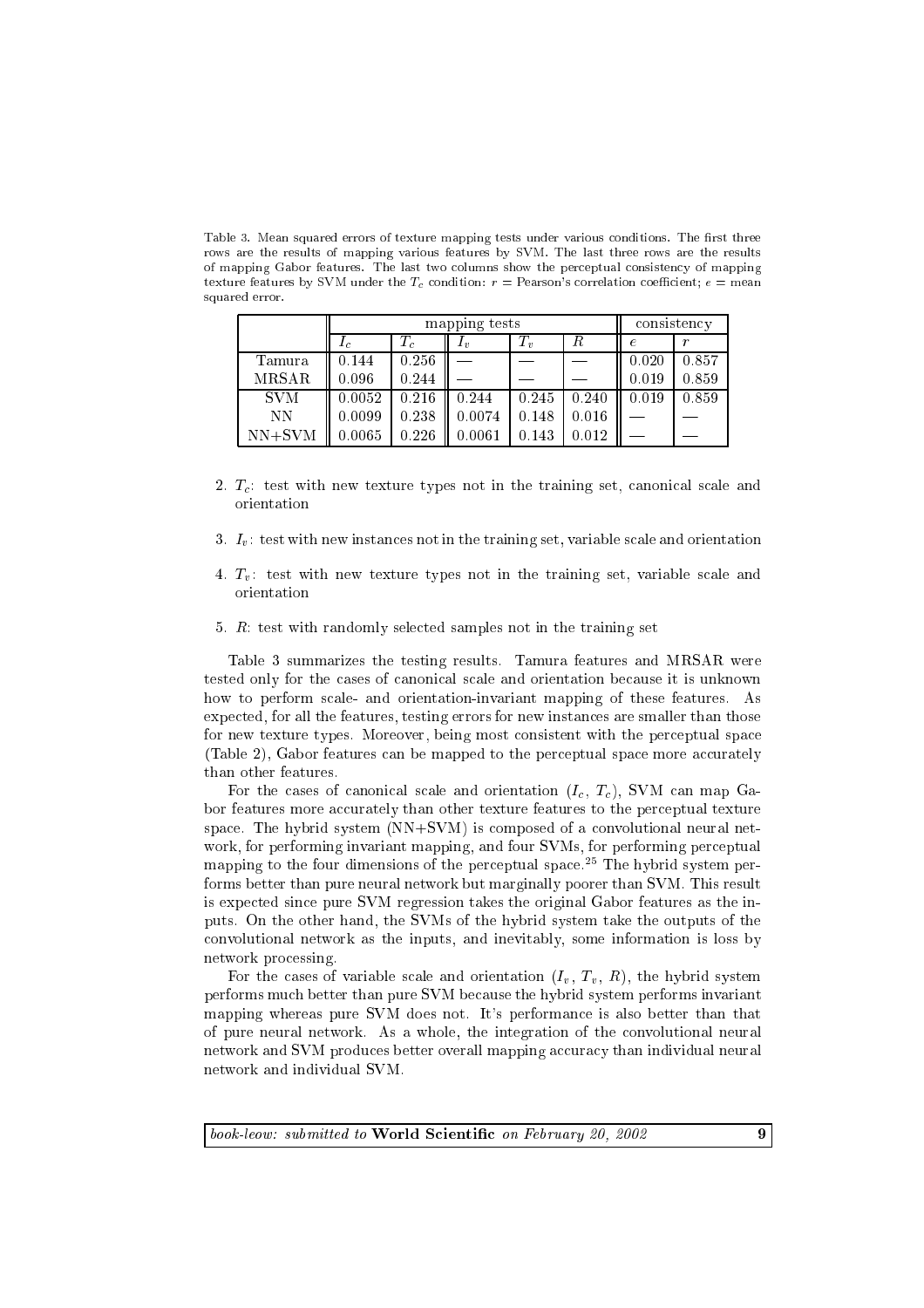Table 3. Mean squared errors of texture mapping tests under various conditions. The first three rows are the results of mapping various features by SVM. The last three rows are the results of mapping Gabor features. The last two columns show the perceptual consistency of mapping texture features by SVM under the $T_c$ condition: $r$ = Pearson's correlation coefficient; $e$ = mean squared error.

| | mapping tests | | | | | consistency | |
|---|---|---|---|---|---|---|---|
| | $I_c$ | $T_c$ | $I_v$ | $T_v$ | $R$ | $e$ | $r$ |
| Tamura | 0.144 | 0.256 | — | — | — | 0.020 | 0.857 |
| MRSAR | 0.096 | 0.244 | — | — | — | 0.019 | 0.859 |
| SVM | 0.0052 | 0.216 | 0.244 | 0.245 | 0.240 | 0.019 | 0.859 |
| NN | 0.0099 | 0.238 | 0.0074 | 0.148 | 0.016 | — | — |
| NN+SVM | 0.0065 | 0.226 | 0.0061 | 0.143 | 0.012 | — | — |

2. $T_c$: test with new texture types not in the training set, canonical scale and orientation

3. $I_v$: test with new instances not in the training set, variable scale and orientation

4. $T_v$: test with new texture types not in the training set, variable scale and orientation

5. $R$: test with randomly selected samples not in the training set

Table 3 summarizes the testing results. Tamura features and MRSAR were tested only for the cases of canonical scale and orientation because it is unknown how to perform scale- and orientation-invariant mapping of these features. As expected, for all the features, testing errors for new instances are smaller than those for new texture types. Moreover, being most consistent with the perceptual space (Table 2), Gabor features can be mapped to the perceptual space more accurately than other features.

For the cases of canonical scale and orientation ($I_c$, $T_c$), SVM can map Gabor features more accurately than other texture features to the perceptual texture space. The hybrid system (NN+SVM) is composed of a convolutional neural network, for performing invariant mapping, and four SVMs, for performing perceptual mapping to the four dimensions of the perceptual space.[25] The hybrid system performs better than pure neural network but marginally poorer than SVM. This result is expected since pure SVM regression takes the original Gabor features as the inputs. On the other hand, the SVMs of the hybrid system take the outputs of the convolutional network as the inputs, and inevitably, some information is loss by network processing.

For the cases of variable scale and orientation ($I_v$, $T_v$, $R$), the hybrid system performs much better than pure SVM because the hybrid system performs invariant mapping whereas pure SVM does not. It's performance is also better than that of pure neural network. As a whole, the integration of the convolutional neural network and SVM produces better overall mapping accuracy than individual neural network and individual SVM.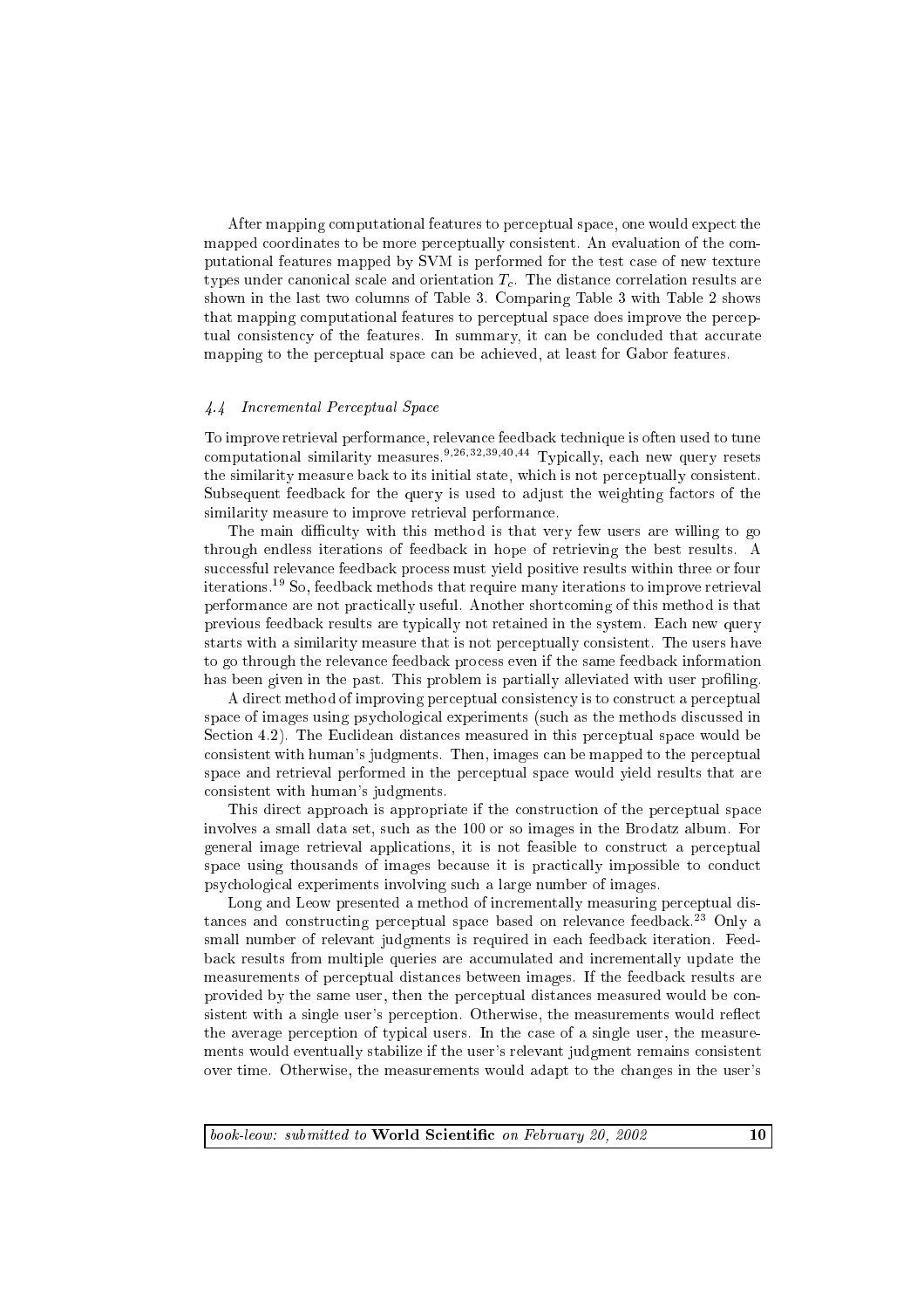After mapping computational features to perceptual space, one would expect the mapped coordinates to be more perceptually consistent. An evaluation of the computational features mapped by SVM is performed for the test case of new texture types under canonical scale and orientation $T_c$. The distance correlation results are shown in the last two columns of Table 3. Comparing Table 3 with Table 2 shows that mapping computational features to perceptual space does improve the perceptual consistency of the features. In summary, it can be concluded that accurate mapping to the perceptual space can be achieved, at least for Gabor features.

### *4.4 Incremental Perceptual Space*

To improve retrieval performance, relevance feedback technique is often used to tune computational similarity measures.[9,26,32,39,40,44] Typically, each new query resets the similarity measure back to its initial state, which is not perceptually consistent. Subsequent feedback for the query is used to adjust the weighting factors of the similarity measure to improve retrieval performance.

The main difficulty with this method is that very few users are willing to go through endless iterations of feedback in hope of retrieving the best results. A successful relevance feedback process must yield positive results within three or four iterations.[19] So, feedback methods that require many iterations to improve retrieval performance are not practically useful. Another shortcoming of this method is that previous feedback results are typically not retained in the system. Each new query starts with a similarity measure that is not perceptually consistent. The users have to go through the relevance feedback process even if the same feedback information has been given in the past. This problem is partially alleviated with user profiling.

A direct method of improving perceptual consistency is to construct a perceptual space of images using psychological experiments (such as the methods discussed in Section 4.2). The Euclidean distances measured in this perceptual space would be consistent with human's judgments. Then, images can be mapped to the perceptual space and retrieval performed in the perceptual space would yield results that are consistent with human's judgments.

This direct approach is appropriate if the construction of the perceptual space involves a small data set, such as the 100 or so images in the Brodatz album. For general image retrieval applications, it is not feasible to construct a perceptual space using thousands of images because it is practically impossible to conduct psychological experiments involving such a large number of images.

Long and Leow presented a method of incrementally measuring perceptual distances and constructing perceptual space based on relevance feedback.[23] Only a small number of relevant judgments is required in each feedback iteration. Feedback results from multiple queries are accumulated and incrementally update the measurements of perceptual distances between images. If the feedback results are provided by the same user, then the perceptual distances measured would be consistent with a single user's perception. Otherwise, the measurements would reflect the average perception of typical users. In the case of a single user, the measurements would eventually stabilize if the user's relevant judgment remains consistent over time. Otherwise, the measurements would adapt to the changes in the user's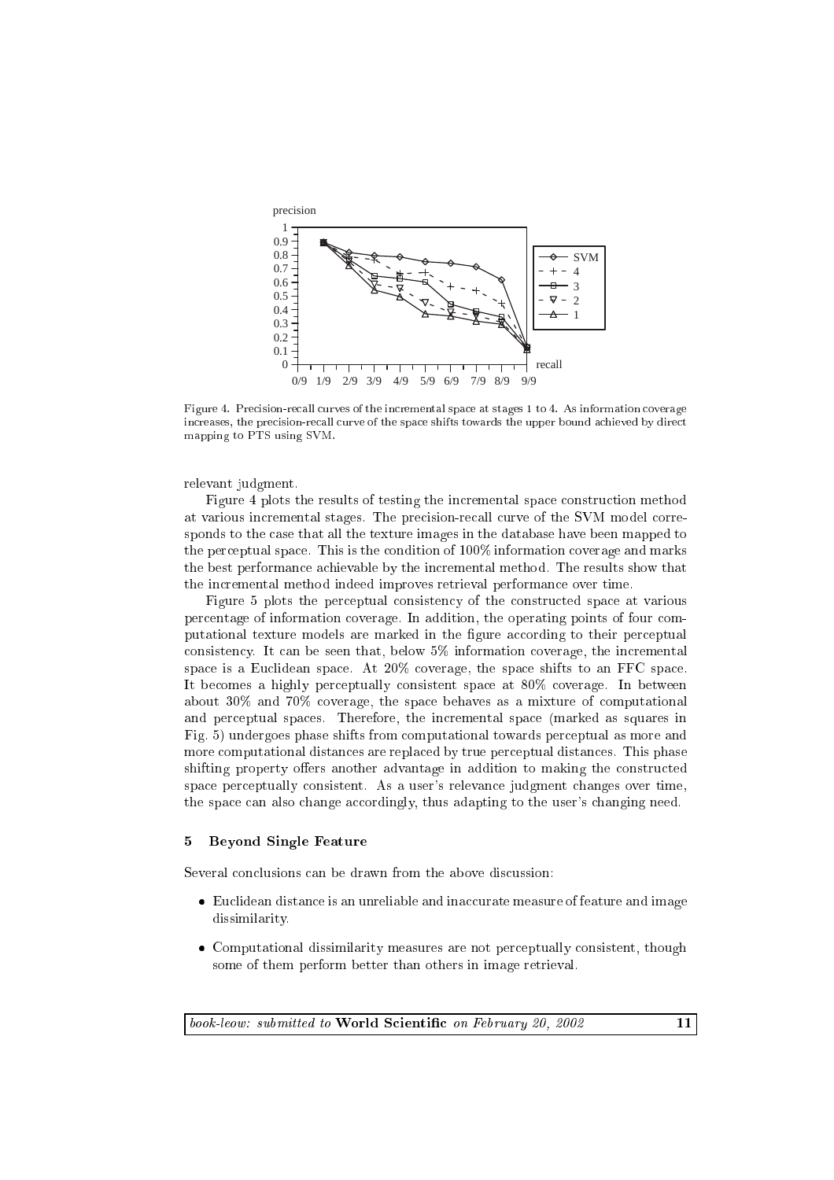Figure 4. Precision-recall curves of the incremental space at stages 1 to 4. As information coverage increases, the precision-recall curve of the space shifts towards the upper bound achieved by direct mapping to PTS using SVM.

relevant judgment.

Figure 4 plots the results of testing the incremental space construction method at various incremental stages. The precision-recall curve of the SVM model corresponds to the case that all the texture images in the database have been mapped to the perceptual space. This is the condition of 100% information coverage and marks the best performance achievable by the incremental method. The results show that the incremental method indeed improves retrieval performance over time.

Figure 5 plots the perceptual consistency of the constructed space at various percentage of information coverage. In addition, the operating points of four computational texture models are marked in the figure according to their perceptual consistency. It can be seen that, below 5% information coverage, the incremental space is a Euclidean space. At 20% coverage, the space shifts to an FFC space. It becomes a highly perceptually consistent space at 80% coverage. In between about 30% and 70% coverage, the space behaves as a mixture of computational and perceptual spaces. Therefore, the incremental space (marked as squares in Fig. 5) undergoes phase shifts from computational towards perceptual as more and more computational distances are replaced by true perceptual distances. This phase shifting property offers another advantage in addition to making the constructed space perceptually consistent. As a user's relevance judgment changes over time, the space can also change accordingly, thus adapting to the user's changing need.

## 5 Beyond Single Feature

Several conclusions can be drawn from the above discussion:

- Euclidean distance is an unreliable and inaccurate measure of feature and image dissimilarity.
- Computational dissimilarity measures are not perceptually consistent, though some of them perform better than others in image retrieval.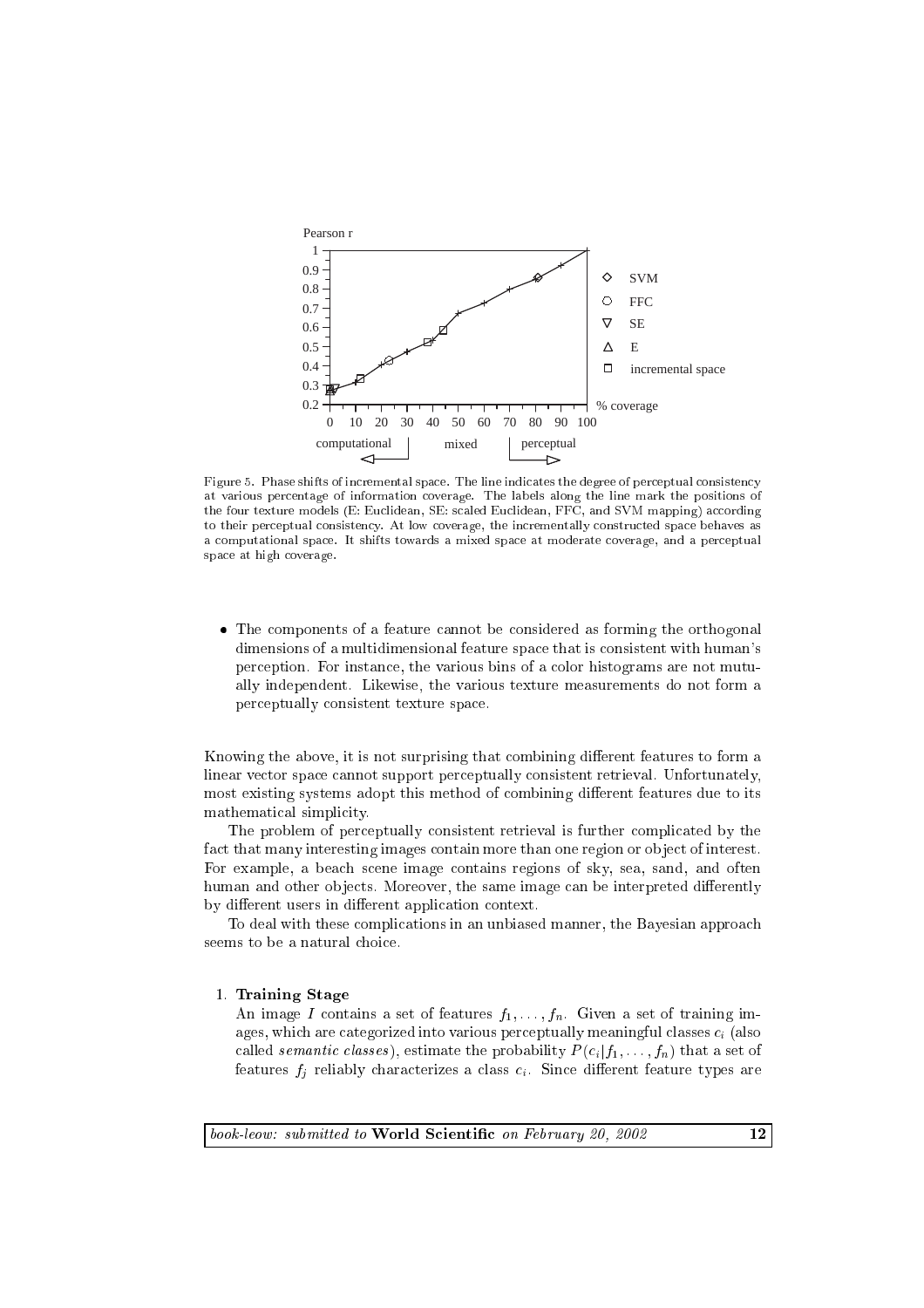Figure 5. Phase shifts of incremental space. The line indicates the degree of perceptual consistency at various percentage of information coverage. The labels along the line mark the positions of the four texture models (E: Euclidean, SE: scaled Euclidean, FFC, and SVM mapping) according to their perceptual consistency. At low coverage, the incrementally constructed space behaves as a computational space. It shifts towards a mixed space at moderate coverage, and a perceptual space at high coverage.

- The components of a feature cannot be considered as forming the orthogonal dimensions of a multidimensional feature space that is consistent with human's perception. For instance, the various bins of a color histograms are not mutually independent. Likewise, the various texture measurements do not form a perceptually consistent texture space.

Knowing the above, it is not surprising that combining different features to form a linear vector space cannot support perceptually consistent retrieval. Unfortunately, most existing systems adopt this method of combining different features due to its mathematical simplicity.

The problem of perceptually consistent retrieval is further complicated by the fact that many interesting images contain more than one region or object of interest. For example, a beach scene image contains regions of sky, sea, sand, and often human and other objects. Moreover, the same image can be interpreted differently by different users in different application context.

To deal with these complications in an unbiased manner, the Bayesian approach seems to be a natural choice.

1. **Training Stage**
   An image $I$ contains a set of features $f_1, \ldots, f_n$. Given a set of training images, which are categorized into various perceptually meaningful classes $c_i$ (also called *semantic classes*), estimate the probability $P(c_i|f_1, \ldots, f_n)$ that a set of features $f_j$ reliably characterizes a class $c_i$. Since different feature types are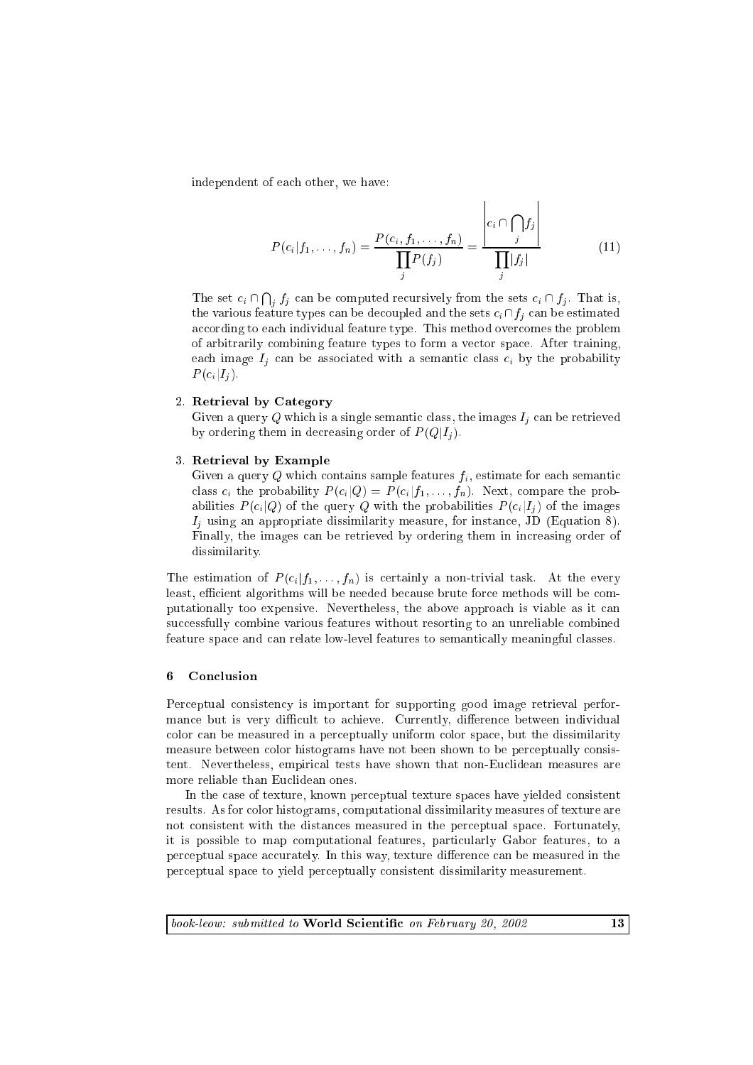independent of each other, we have:

$$P(c_i|f_1, \ldots, f_n) = \frac{P(c_i, f_1, \ldots, f_n)}{\prod_j P(f_j)} = \frac{\left| c_i \cap \bigcap_j f_j \right|}{\prod_j |f_j|} \tag{11}$$

The set $c_i \cap \bigcap_j f_j$ can be computed recursively from the sets $c_i \cap f_j$. That is, the various feature types can be decoupled and the sets $c_i \cap f_j$ can be estimated according to each individual feature type. This method overcomes the problem of arbitrarily combining feature types to form a vector space. After training, each image $I_j$ can be associated with a semantic class $c_i$ by the probability $P(c_i|I_j)$.

2. **Retrieval by Category**
   Given a query $Q$ which is a single semantic class, the images $I_j$ can be retrieved by ordering them in decreasing order of $P(Q|I_j)$.

3. **Retrieval by Example**
   Given a query $Q$ which contains sample features $f_i$, estimate for each semantic class $c_i$ the probability $P(c_i|Q) = P(c_i|f_1, \ldots, f_n)$. Next, compare the probabilities $P(c_i|Q)$ of the query $Q$ with the probabilities $P(c_i|I_j)$ of the images $I_j$ using an appropriate dissimilarity measure, for instance, JD (Equation 8). Finally, the images can be retrieved by ordering them in increasing order of dissimilarity.

The estimation of $P(c_i|f_1, \ldots, f_n)$ is certainly a non-trivial task. At the every least, efficient algorithms will be needed because brute force methods will be computationally too expensive. Nevertheless, the above approach is viable as it can successfully combine various features without resorting to an unreliable combined feature space and can relate low-level features to semantically meaningful classes.

## 6 Conclusion

Perceptual consistency is important for supporting good image retrieval performance but is very difficult to achieve. Currently, difference between individual color can be measured in a perceptually uniform color space, but the dissimilarity measure between color histograms have not been shown to be perceptually consistent. Nevertheless, empirical tests have shown that non-Euclidean measures are more reliable than Euclidean ones.

In the case of texture, known perceptual texture spaces have yielded consistent results. As for color histograms, computational dissimilarity measures of texture are not consistent with the distances measured in the perceptual space. Fortunately, it is possible to map computational features, particularly Gabor features, to a perceptual space accurately. In this way, texture difference can be measured in the perceptual space to yield perceptually consistent dissimilarity measurement.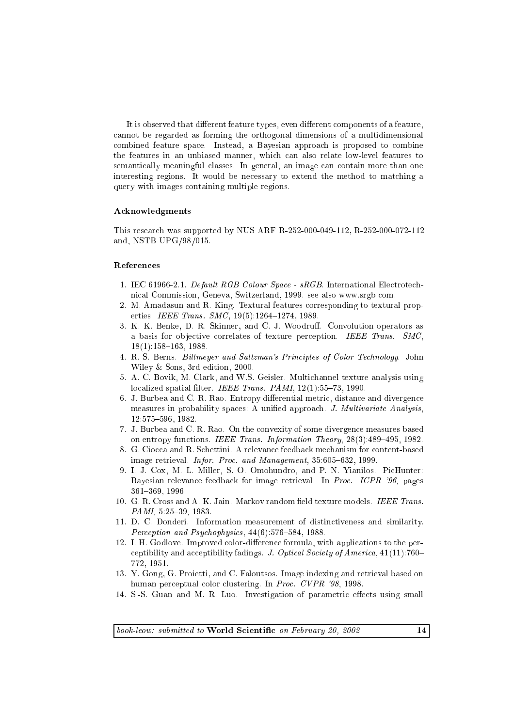It is observed that different feature types, even different components of a feature, cannot be regarded as forming the orthogonal dimensions of a multidimensional combined feature space. Instead, a Bayesian approach is proposed to combine the features in an unbiased manner, which can also relate low-level features to semantically meaningful classes. In general, an image can contain more than one interesting regions. It would be necessary to extend the method to matching a query with images containing multiple regions.

### Acknowledgments

This research was supported by NUS ARF R-252-000-049-112, R-252-000-072-112 and, NSTB UPG/98/015.

### References

1. IEC 61966-2.1. *Default RGB Colour Space - sRGB*. International Electrotechnical Commission, Geneva, Switzerland, 1999. see also www.srgb.com.
2. M. Amadasun and R. King. Textural features corresponding to textural properties. *IEEE Trans. SMC*, 19(5):1264–1274, 1989.
3. K. K. Benke, D. R. Skinner, and C. J. Woodruff. Convolution operators as a basis for objective correlates of texture perception. *IEEE Trans. SMC*, 18(1):158–163, 1988.
4. R. S. Berns. *Billmeyer and Saltzman's Principles of Color Technology*. John Wiley & Sons, 3rd edition, 2000.
5. A. C. Bovik, M. Clark, and W.S. Geisler. Multichannel texture analysis using localized spatial filter. *IEEE Trans. PAMI*, 12(1):55–73, 1990.
6. J. Burbea and C. R. Rao. Entropy differential metric, distance and divergence measures in probability spaces: A unified approach. *J. Multivariate Analysis*, 12:575–596, 1982.
7. J. Burbea and C. R. Rao. On the convexity of some divergence measures based on entropy functions. *IEEE Trans. Information Theory*, 28(3):489–495, 1982.
8. G. Ciocca and R. Schettini. A relevance feedback mechanism for content-based image retrieval. *Infor. Proc. and Management*, 35:605–632, 1999.
9. I. J. Cox, M. L. Miller, S. O. Omohundro, and P. N. Yianilos. PicHunter: Bayesian relevance feedback for image retrieval. In *Proc. ICPR '96*, pages 361–369, 1996.
10. G. R. Cross and A. K. Jain. Markov random field texture models. *IEEE Trans. PAMI*, 5:25–39, 1983.
11. D. C. Donderi. Information measurement of distinctiveness and similarity. *Perception and Psychophysics*, 44(6):576–584, 1988.
12. I. H. Godlove. Improved color-difference formula, with applications to the perceptibility and acceptibility fadings. *J. Optical Society of America*, 41(11):760–772, 1951.
13. Y. Gong, G. Proietti, and C. Faloutsos. Image indexing and retrieval based on human perceptual color clustering. In *Proc. CVPR '98*, 1998.
14. S.-S. Guan and M. R. Luo. Investigation of parametric effects using small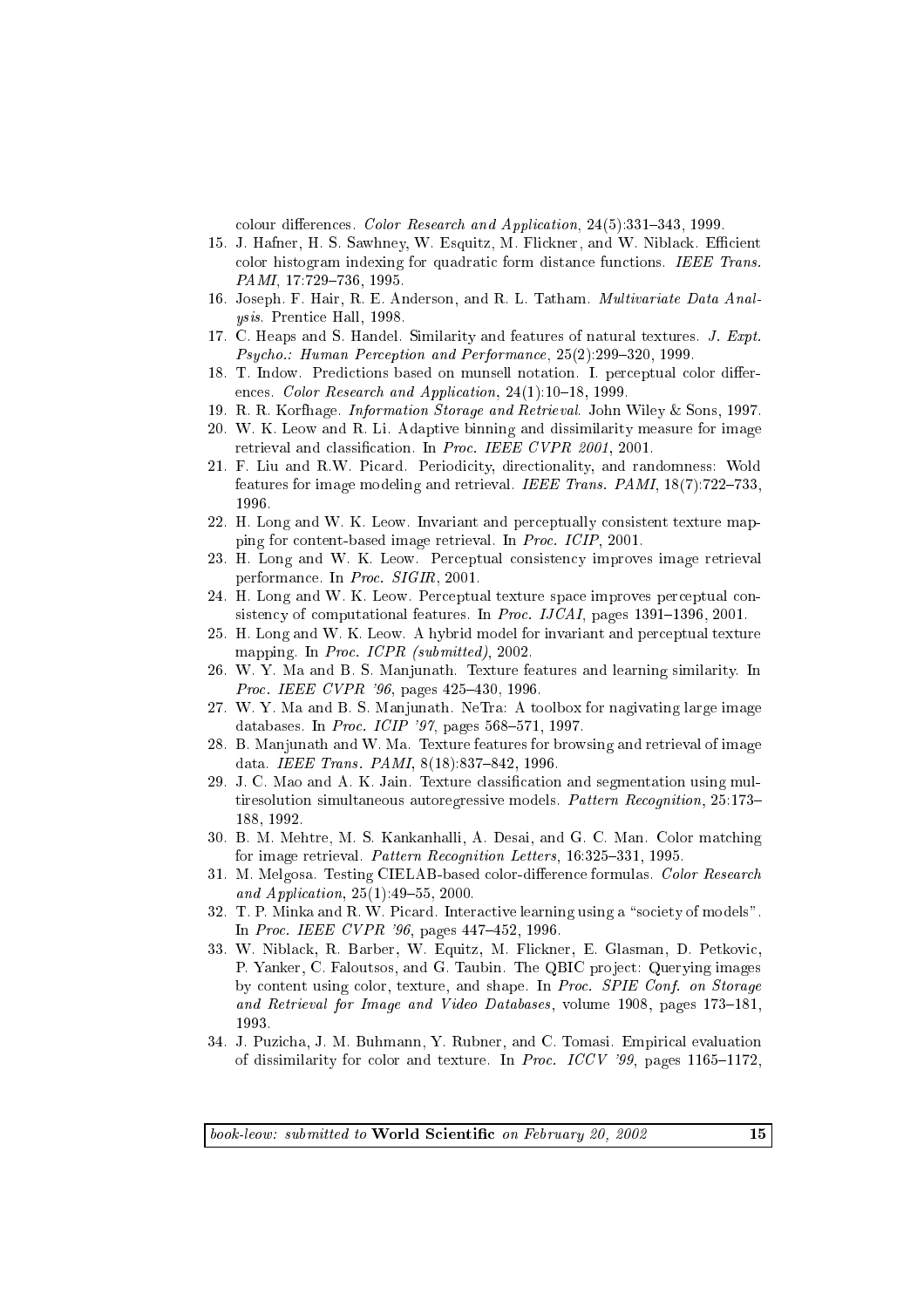colour differences. *Color Research and Application*, 24(5):331–343, 1999.

15. J. Hafner, H. S. Sawhney, W. Esquitz, M. Flickner, and W. Niblack. Efficient color histogram indexing for quadratic form distance functions. *IEEE Trans. PAMI*, 17:729–736, 1995.
16. Joseph. F. Hair, R. E. Anderson, and R. L. Tatham. *Multivariate Data Analysis*. Prentice Hall, 1998.
17. C. Heaps and S. Handel. Similarity and features of natural textures. *J. Expt. Psycho.: Human Perception and Performance*, 25(2):299–320, 1999.
18. T. Indow. Predictions based on munsell notation. I. perceptual color differences. *Color Research and Application*, 24(1):10–18, 1999.
19. R. R. Korfhage. *Information Storage and Retrieval*. John Wiley & Sons, 1997.
20. W. K. Leow and R. Li. Adaptive binning and dissimilarity measure for image retrieval and classification. In *Proc. IEEE CVPR 2001*, 2001.
21. F. Liu and R.W. Picard. Periodicity, directionality, and randomness: Wold features for image modeling and retrieval. *IEEE Trans. PAMI*, 18(7):722–733, 1996.
22. H. Long and W. K. Leow. Invariant and perceptually consistent texture mapping for content-based image retrieval. In *Proc. ICIP*, 2001.
23. H. Long and W. K. Leow. Perceptual consistency improves image retrieval performance. In *Proc. SIGIR*, 2001.
24. H. Long and W. K. Leow. Perceptual texture space improves perceptual consistency of computational features. In *Proc. IJCAI*, pages 1391–1396, 2001.
25. H. Long and W. K. Leow. A hybrid model for invariant and perceptual texture mapping. In *Proc. ICPR (submitted)*, 2002.
26. W. Y. Ma and B. S. Manjunath. Texture features and learning similarity. In *Proc. IEEE CVPR '96*, pages 425–430, 1996.
27. W. Y. Ma and B. S. Manjunath. NeTra: A toolbox for nagivating large image databases. In *Proc. ICIP '97*, pages 568–571, 1997.
28. B. Manjunath and W. Ma. Texture features for browsing and retrieval of image data. *IEEE Trans. PAMI*, 8(18):837–842, 1996.
29. J. C. Mao and A. K. Jain. Texture classification and segmentation using multiresolution simultaneous autoregressive models. *Pattern Recognition*, 25:173–188, 1992.
30. B. M. Mehtre, M. S. Kankanhalli, A. Desai, and G. C. Man. Color matching for image retrieval. *Pattern Recognition Letters*, 16:325–331, 1995.
31. M. Melgosa. Testing CIELAB-based color-difference formulas. *Color Research and Application*, 25(1):49–55, 2000.
32. T. P. Minka and R. W. Picard. Interactive learning using a "society of models". In *Proc. IEEE CVPR '96*, pages 447–452, 1996.
33. W. Niblack, R. Barber, W. Equitz, M. Flickner, E. Glasman, D. Petkovic, P. Yanker, C. Faloutsos, and G. Taubin. The QBIC project: Querying images by content using color, texture, and shape. In *Proc. SPIE Conf. on Storage and Retrieval for Image and Video Databases*, volume 1908, pages 173–181, 1993.
34. J. Puzicha, J. M. Buhmann, Y. Rubner, and C. Tomasi. Empirical evaluation of dissimilarity for color and texture. In *Proc. ICCV '99*, pages 1165–1172,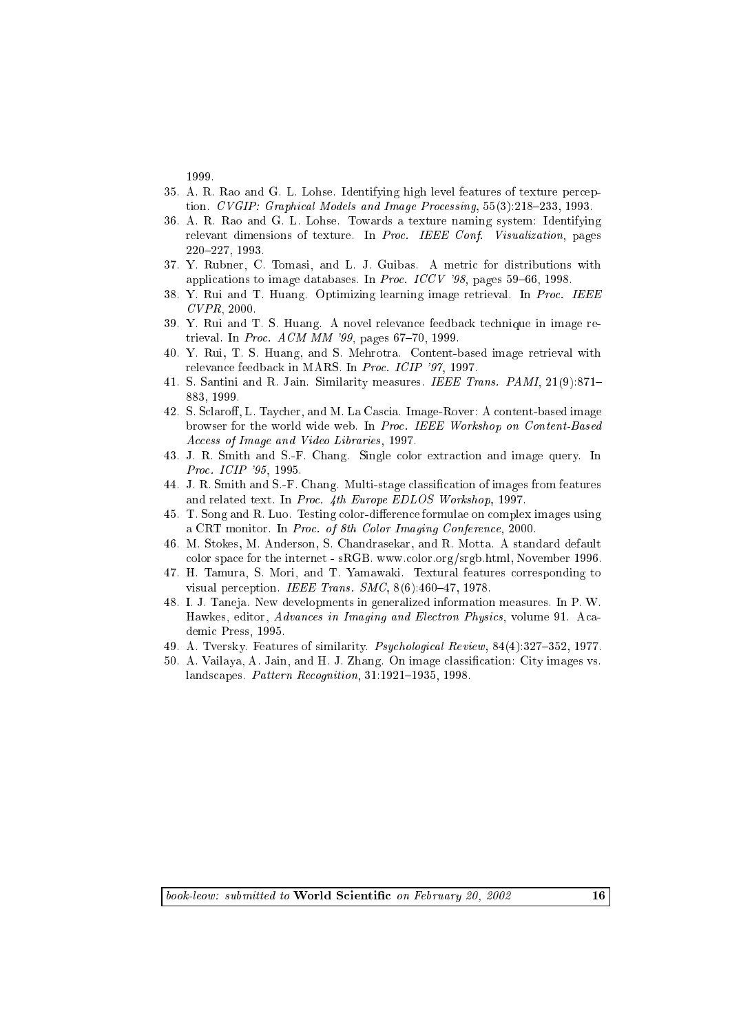1999.

35. A. R. Rao and G. L. Lohse. Identifying high level features of texture perception. *CVGIP: Graphical Models and Image Processing*, 55(3):218–233, 1993.
36. A. R. Rao and G. L. Lohse. Towards a texture naming system: Identifying relevant dimensions of texture. In *Proc. IEEE Conf. Visualization*, pages 220–227, 1993.
37. Y. Rubner, C. Tomasi, and L. J. Guibas. A metric for distributions with applications to image databases. In *Proc. ICCV '98*, pages 59–66, 1998.
38. Y. Rui and T. Huang. Optimizing learning image retrieval. In *Proc. IEEE CVPR*, 2000.
39. Y. Rui and T. S. Huang. A novel relevance feedback technique in image retrieval. In *Proc. ACM MM '99*, pages 67–70, 1999.
40. Y. Rui, T. S. Huang, and S. Mehrotra. Content-based image retrieval with relevance feedback in MARS. In *Proc. ICIP '97*, 1997.
41. S. Santini and R. Jain. Similarity measures. *IEEE Trans. PAMI*, 21(9):871–883, 1999.
42. S. Sclaroff, L. Taycher, and M. La Cascia. Image-Rover: A content-based image browser for the world wide web. In *Proc. IEEE Workshop on Content-Based Access of Image and Video Libraries*, 1997.
43. J. R. Smith and S.-F. Chang. Single color extraction and image query. In *Proc. ICIP '95*, 1995.
44. J. R. Smith and S.-F. Chang. Multi-stage classification of images from features and related text. In *Proc. 4th Europe EDLOS Workshop*, 1997.
45. T. Song and R. Luo. Testing color-difference formulae on complex images using a CRT monitor. In *Proc. of 8th Color Imaging Conference*, 2000.
46. M. Stokes, M. Anderson, S. Chandrasekar, and R. Motta. A standard default color space for the internet - sRGB. www.color.org/srgb.html, November 1996.
47. H. Tamura, S. Mori, and T. Yamawaki. Textural features corresponding to visual perception. *IEEE Trans. SMC*, 8(6):460–47, 1978.
48. I. J. Taneja. New developments in generalized information measures. In P. W. Hawkes, editor, *Advances in Imaging and Electron Physics*, volume 91. Academic Press, 1995.
49. A. Tversky. Features of similarity. *Psychological Review*, 84(4):327–352, 1977.
50. A. Vailaya, A. Jain, and H. J. Zhang. On image classification: City images vs. landscapes. *Pattern Recognition*, 31:1921–1935, 1998.